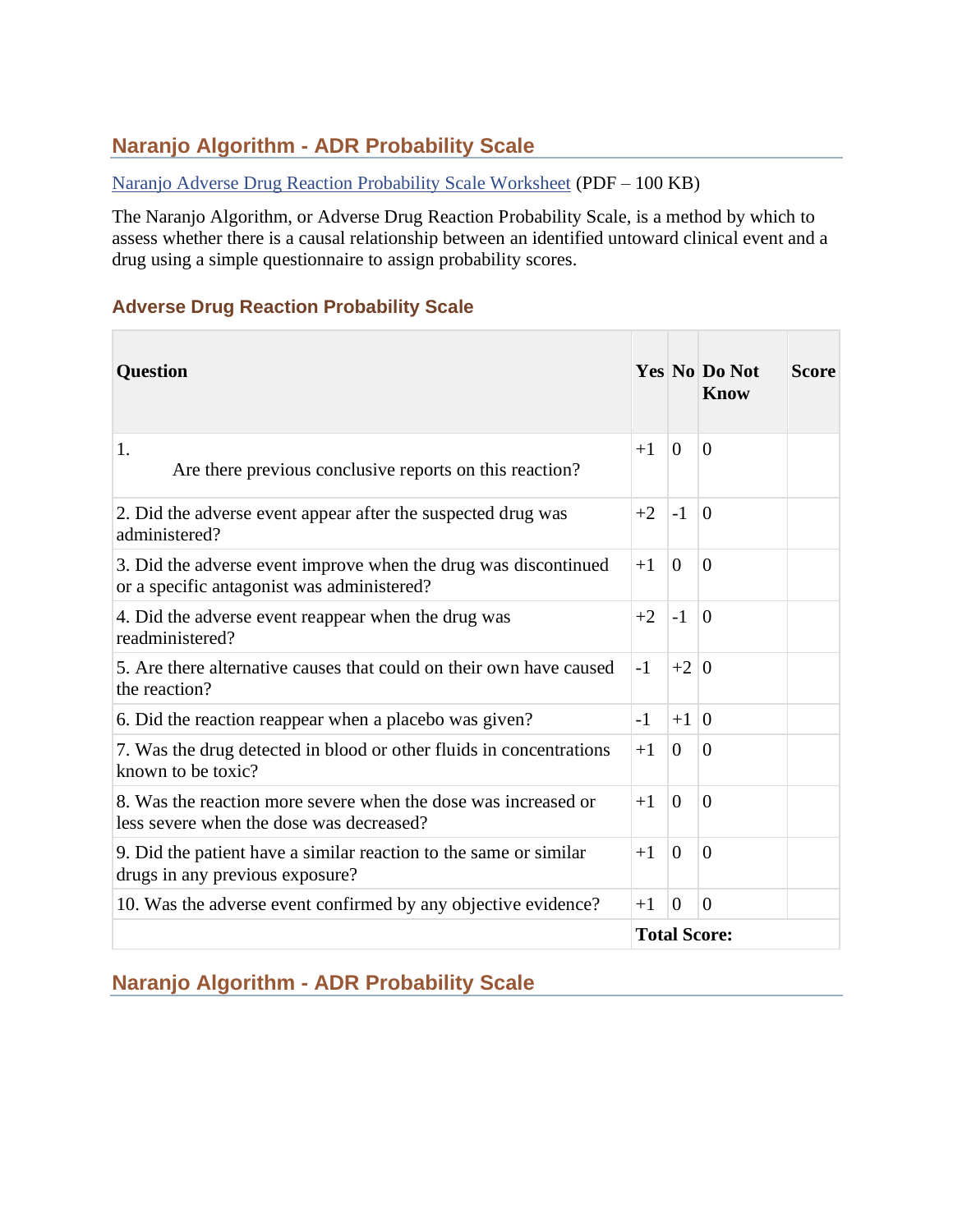## Naranjo Algorithm - ADR Probability Scale

[Naranjo Adverse Drug Reaction Probability Scale Worksheet](#) (PDF – 100 KB)

The Naranjo Algorithm, or Adverse Drug Reaction Probability Scale, is a method by which to assess whether there is a causal relationship between an identified untoward clinical event and a drug using a simple questionnaire to assign probability scores.

### Adverse Drug Reaction Probability Scale

| Question | Yes | No | Do Not Know | Score |
|---|---|---|---|---|
| 1. Are there previous conclusive reports on this reaction? | +1 | 0 | 0 | |
| 2. Did the adverse event appear after the suspected drug was administered? | +2 | -1 | 0 | |
| 3. Did the adverse event improve when the drug was discontinued or a specific antagonist was administered? | +1 | 0 | 0 | |
| 4. Did the adverse event reappear when the drug was readministered? | +2 | -1 | 0 | |
| 5. Are there alternative causes that could on their own have caused the reaction? | -1 | +2 | 0 | |
| 6. Did the reaction reappear when a placebo was given? | -1 | +1 | 0 | |
| 7. Was the drug detected in blood or other fluids in concentrations known to be toxic? | +1 | 0 | 0 | |
| 8. Was the reaction more severe when the dose was increased or less severe when the dose was decreased? | +1 | 0 | 0 | |
| 9. Did the patient have a similar reaction to the same or similar drugs in any previous exposure? | +1 | 0 | 0 | |
| 10. Was the adverse event confirmed by any objective evidence? | +1 | 0 | 0 | |
| | **Total Score:** | | | |

## Naranjo Algorithm - ADR Probability Scale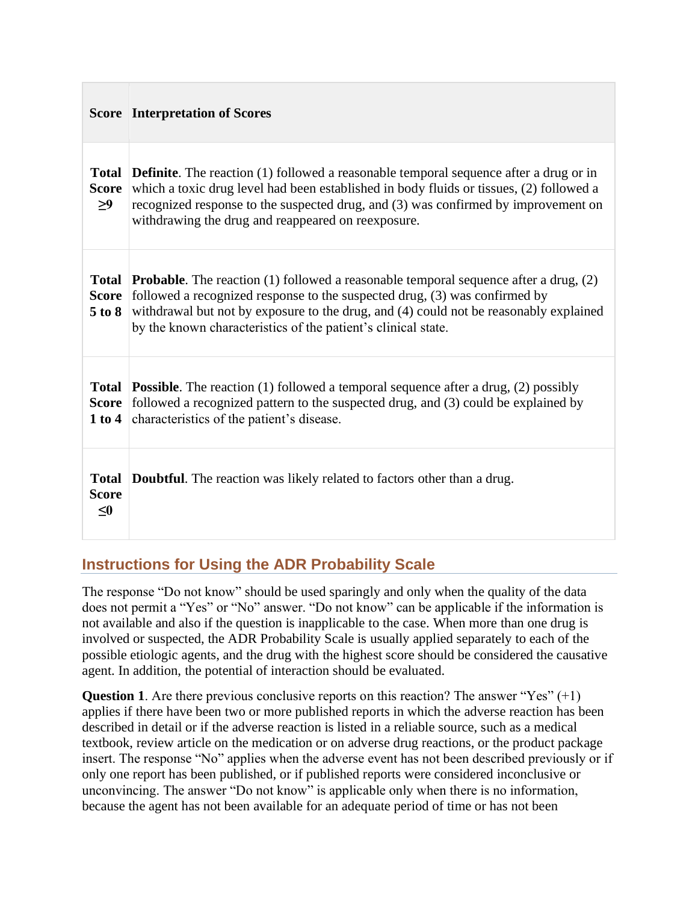| Score | Interpretation of Scores |
|---|---|
| **Total Score ≥9** | **Definite**. The reaction (1) followed a reasonable temporal sequence after a drug or in which a toxic drug level had been established in body fluids or tissues, (2) followed a recognized response to the suspected drug, and (3) was confirmed by improvement on withdrawing the drug and reappeared on reexposure. |
| **Total Score 5 to 8** | **Probable**. The reaction (1) followed a reasonable temporal sequence after a drug, (2) followed a recognized response to the suspected drug, (3) was confirmed by withdrawal but not by exposure to the drug, and (4) could not be reasonably explained by the known characteristics of the patient's clinical state. |
| **Total Score 1 to 4** | **Possible**. The reaction (1) followed a temporal sequence after a drug, (2) possibly followed a recognized pattern to the suspected drug, and (3) could be explained by characteristics of the patient's disease. |
| **Total Score ≤0** | **Doubtful**. The reaction was likely related to factors other than a drug. |

## Instructions for Using the ADR Probability Scale

The response "Do not know" should be used sparingly and only when the quality of the data does not permit a "Yes" or "No" answer. "Do not know" can be applicable if the information is not available and also if the question is inapplicable to the case. When more than one drug is involved or suspected, the ADR Probability Scale is usually applied separately to each of the possible etiologic agents, and the drug with the highest score should be considered the causative agent. In addition, the potential of interaction should be evaluated.

**Question 1**. Are there previous conclusive reports on this reaction? The answer "Yes" (+1) applies if there have been two or more published reports in which the adverse reaction has been described in detail or if the adverse reaction is listed in a reliable source, such as a medical textbook, review article on the medication or on adverse drug reactions, or the product package insert. The response "No" applies when the adverse event has not been described previously or if only one report has been published, or if published reports were considered inconclusive or unconvincing. The answer "Do not know" is applicable only when there is no information, because the agent has not been available for an adequate period of time or has not been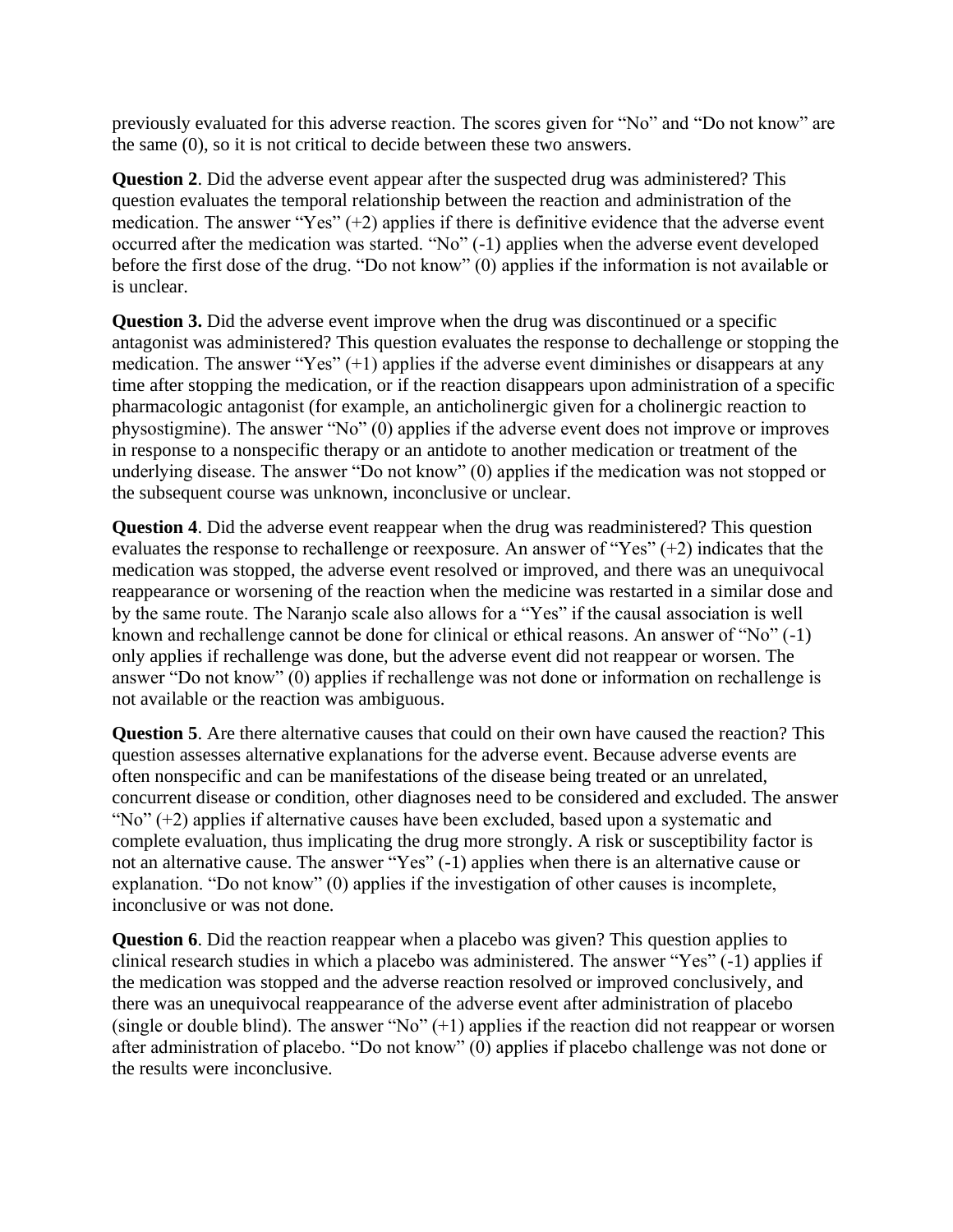previously evaluated for this adverse reaction. The scores given for "No" and "Do not know" are the same (0), so it is not critical to decide between these two answers.

**Question 2**. Did the adverse event appear after the suspected drug was administered? This question evaluates the temporal relationship between the reaction and administration of the medication. The answer "Yes" (+2) applies if there is definitive evidence that the adverse event occurred after the medication was started. "No" (-1) applies when the adverse event developed before the first dose of the drug. "Do not know" (0) applies if the information is not available or is unclear.

**Question 3.** Did the adverse event improve when the drug was discontinued or a specific antagonist was administered? This question evaluates the response to dechallenge or stopping the medication. The answer "Yes" (+1) applies if the adverse event diminishes or disappears at any time after stopping the medication, or if the reaction disappears upon administration of a specific pharmacologic antagonist (for example, an anticholinergic given for a cholinergic reaction to physostigmine). The answer "No" (0) applies if the adverse event does not improve or improves in response to a nonspecific therapy or an antidote to another medication or treatment of the underlying disease. The answer "Do not know" (0) applies if the medication was not stopped or the subsequent course was unknown, inconclusive or unclear.

**Question 4**. Did the adverse event reappear when the drug was readministered? This question evaluates the response to rechallenge or reexposure. An answer of "Yes" (+2) indicates that the medication was stopped, the adverse event resolved or improved, and there was an unequivocal reappearance or worsening of the reaction when the medicine was restarted in a similar dose and by the same route. The Naranjo scale also allows for a "Yes" if the causal association is well known and rechallenge cannot be done for clinical or ethical reasons. An answer of "No" (-1) only applies if rechallenge was done, but the adverse event did not reappear or worsen. The answer "Do not know" (0) applies if rechallenge was not done or information on rechallenge is not available or the reaction was ambiguous.

**Question 5**. Are there alternative causes that could on their own have caused the reaction? This question assesses alternative explanations for the adverse event. Because adverse events are often nonspecific and can be manifestations of the disease being treated or an unrelated, concurrent disease or condition, other diagnoses need to be considered and excluded. The answer "No" (+2) applies if alternative causes have been excluded, based upon a systematic and complete evaluation, thus implicating the drug more strongly. A risk or susceptibility factor is not an alternative cause. The answer "Yes" (-1) applies when there is an alternative cause or explanation. "Do not know" (0) applies if the investigation of other causes is incomplete, inconclusive or was not done.

**Question 6**. Did the reaction reappear when a placebo was given? This question applies to clinical research studies in which a placebo was administered. The answer "Yes" (-1) applies if the medication was stopped and the adverse reaction resolved or improved conclusively, and there was an unequivocal reappearance of the adverse event after administration of placebo (single or double blind). The answer "No" (+1) applies if the reaction did not reappear or worsen after administration of placebo. "Do not know" (0) applies if placebo challenge was not done or the results were inconclusive.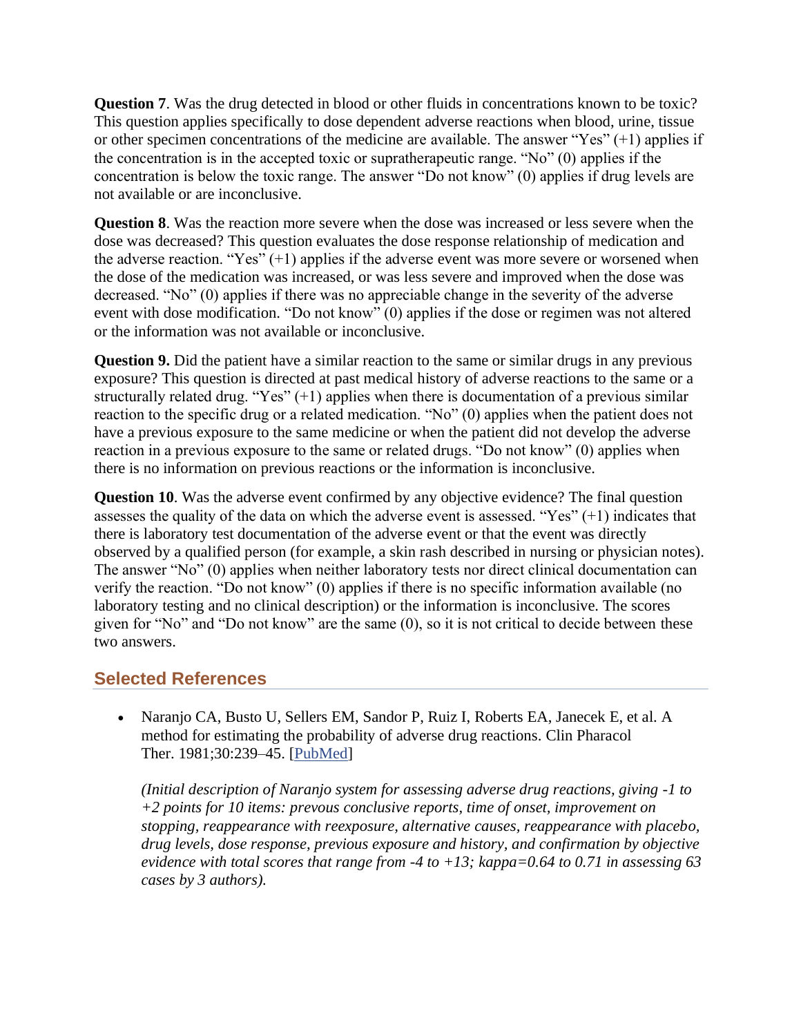**Question 7**. Was the drug detected in blood or other fluids in concentrations known to be toxic? This question applies specifically to dose dependent adverse reactions when blood, urine, tissue or other specimen concentrations of the medicine are available. The answer "Yes" (+1) applies if the concentration is in the accepted toxic or supratherapeutic range. "No" (0) applies if the concentration is below the toxic range. The answer "Do not know" (0) applies if drug levels are not available or are inconclusive.

**Question 8**. Was the reaction more severe when the dose was increased or less severe when the dose was decreased? This question evaluates the dose response relationship of medication and the adverse reaction. "Yes" (+1) applies if the adverse event was more severe or worsened when the dose of the medication was increased, or was less severe and improved when the dose was decreased. "No" (0) applies if there was no appreciable change in the severity of the adverse event with dose modification. "Do not know" (0) applies if the dose or regimen was not altered or the information was not available or inconclusive.

**Question 9.** Did the patient have a similar reaction to the same or similar drugs in any previous exposure? This question is directed at past medical history of adverse reactions to the same or a structurally related drug. "Yes" (+1) applies when there is documentation of a previous similar reaction to the specific drug or a related medication. "No" (0) applies when the patient does not have a previous exposure to the same medicine or when the patient did not develop the adverse reaction in a previous exposure to the same or related drugs. "Do not know" (0) applies when there is no information on previous reactions or the information is inconclusive.

**Question 10**. Was the adverse event confirmed by any objective evidence? The final question assesses the quality of the data on which the adverse event is assessed. "Yes" (+1) indicates that there is laboratory test documentation of the adverse event or that the event was directly observed by a qualified person (for example, a skin rash described in nursing or physician notes). The answer "No" (0) applies when neither laboratory tests nor direct clinical documentation can verify the reaction. "Do not know" (0) applies if there is no specific information available (no laboratory testing and no clinical description) or the information is inconclusive. The scores given for "No" and "Do not know" are the same (0), so it is not critical to decide between these two answers.

## Selected References

- Naranjo CA, Busto U, Sellers EM, Sandor P, Ruiz I, Roberts EA, Janecek E, et al. A method for estimating the probability of adverse drug reactions. Clin Pharacol Ther. 1981;30:239–45. [PubMed]

  *(Initial description of Naranjo system for assessing adverse drug reactions, giving -1 to +2 points for 10 items: prevous conclusive reports, time of onset, improvement on stopping, reappearance with reexposure, alternative causes, reappearance with placebo, drug levels, dose response, previous exposure and history, and confirmation by objective evidence with total scores that range from -4 to +13; kappa=0.64 to 0.71 in assessing 63 cases by 3 authors).*